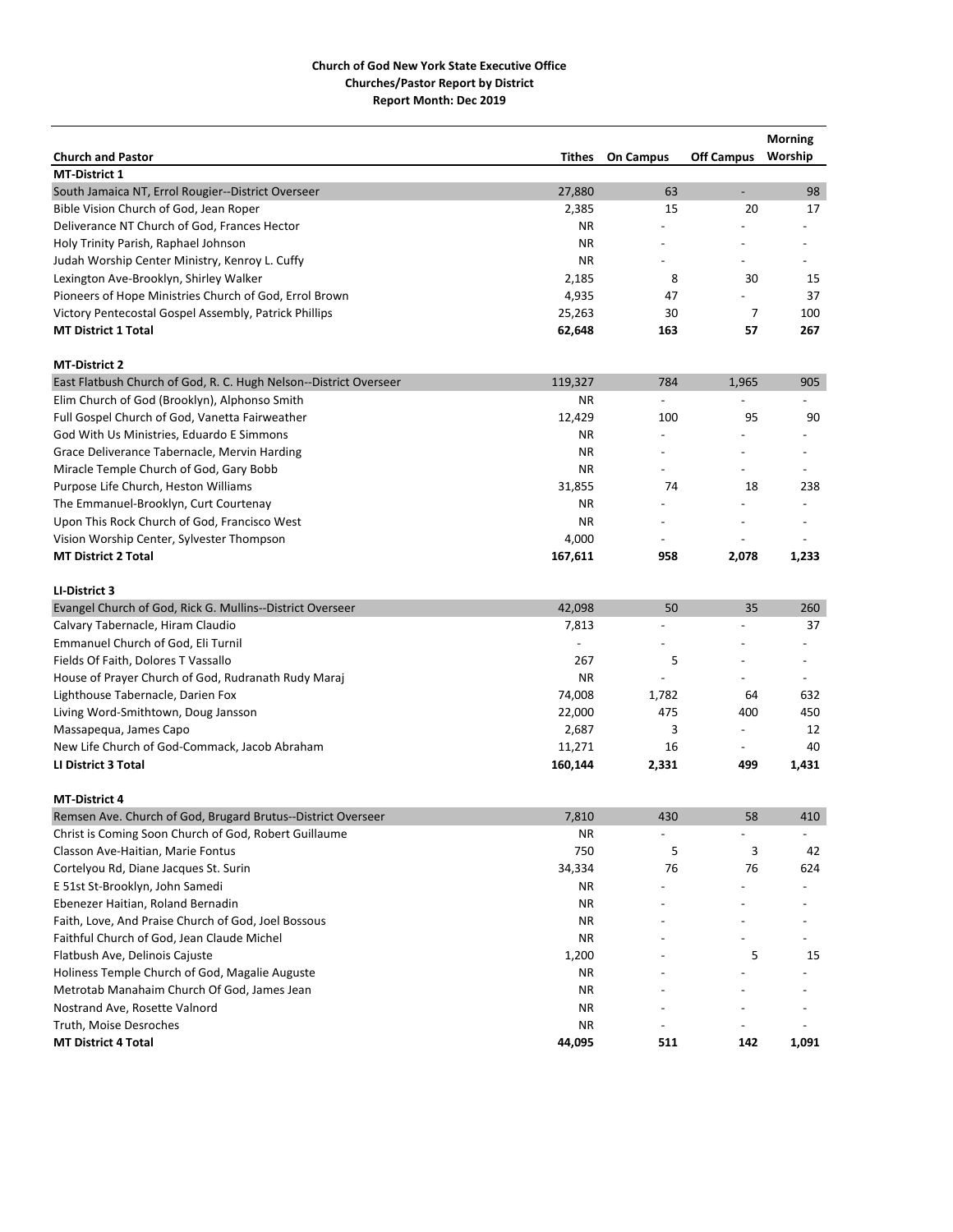**Church of God New York State Executive Office**
**Churches/Pastor Report by District**
**Report Month: Dec 2019**

| Church and Pastor | Tithes | On Campus | Off Campus | Morning Worship |
|---|---|---|---|---|
| **MT-District 1** | | | | |
| South Jamaica NT, Errol Rougier--District Overseer | 27,880 | 63 | - | 98 |
| Bible Vision Church of God, Jean Roper | 2,385 | 15 | 20 | 17 |
| Deliverance NT Church of God, Frances Hector | NR | - | - | - |
| Holy Trinity Parish, Raphael Johnson | NR | - | - | - |
| Judah Worship Center Ministry, Kenroy L. Cuffy | NR | - | - | - |
| Lexington Ave-Brooklyn, Shirley Walker | 2,185 | 8 | 30 | 15 |
| Pioneers of Hope Ministries Church of God, Errol Brown | 4,935 | 47 | - | 37 |
| Victory Pentecostal Gospel Assembly, Patrick Phillips | 25,263 | 30 | 7 | 100 |
| **MT District 1 Total** | **62,648** | **163** | **57** | **267** |
| **MT-District 2** | | | | |
| East Flatbush Church of God, R. C. Hugh Nelson--District Overseer | 119,327 | 784 | 1,965 | 905 |
| Elim Church of God (Brooklyn), Alphonso Smith | NR | - | - | - |
| Full Gospel Church of God, Vanetta Fairweather | 12,429 | 100 | 95 | 90 |
| God With Us Ministries, Eduardo E Simmons | NR | - | - | - |
| Grace Deliverance Tabernacle, Mervin Harding | NR | - | - | - |
| Miracle Temple Church of God, Gary Bobb | NR | - | - | - |
| Purpose Life Church, Heston Williams | 31,855 | 74 | 18 | 238 |
| The Emmanuel-Brooklyn, Curt Courtenay | NR | - | - | - |
| Upon This Rock Church of God, Francisco West | NR | - | - | - |
| Vision Worship Center, Sylvester Thompson | 4,000 | - | - | - |
| **MT District 2 Total** | **167,611** | **958** | **2,078** | **1,233** |
| **LI-District 3** | | | | |
| Evangel Church of God, Rick G. Mullins--District Overseer | 42,098 | 50 | 35 | 260 |
| Calvary Tabernacle, Hiram Claudio | 7,813 | - | - | 37 |
| Emmanuel Church of God, Eli Turnil | - | - | - | - |
| Fields Of Faith, Dolores T Vassallo | 267 | 5 | - | - |
| House of Prayer Church of God, Rudranath Rudy Maraj | NR | - | - | - |
| Lighthouse Tabernacle, Darien Fox | 74,008 | 1,782 | 64 | 632 |
| Living Word-Smithtown, Doug Jansson | 22,000 | 475 | 400 | 450 |
| Massapequa, James Capo | 2,687 | 3 | - | 12 |
| New Life Church of God-Commack, Jacob Abraham | 11,271 | 16 | - | 40 |
| **LI District 3 Total** | **160,144** | **2,331** | **499** | **1,431** |
| **MT-District 4** | | | | |
| Remsen Ave. Church of God, Brugard Brutus--District Overseer | 7,810 | 430 | 58 | 410 |
| Christ is Coming Soon Church of God, Robert Guillaume | NR | - | - | - |
| Classon Ave-Haitian, Marie Fontus | 750 | 5 | 3 | 42 |
| Cortelyou Rd, Diane Jacques St. Surin | 34,334 | 76 | 76 | 624 |
| E 51st St-Brooklyn, John Samedi | NR | - | - | - |
| Ebenezer Haitian, Roland Bernadin | NR | - | - | - |
| Faith, Love, And Praise Church of God, Joel Bossous | NR | - | - | - |
| Faithful Church of God, Jean Claude Michel | NR | - | - | - |
| Flatbush Ave, Delinois Cajuste | 1,200 | - | 5 | 15 |
| Holiness Temple Church of God, Magalie Auguste | NR | - | - | - |
| Metrotab Manahaim Church Of God, James Jean | NR | - | - | - |
| Nostrand Ave, Rosette Valnord | NR | - | - | - |
| Truth, Moise Desroches | NR | - | - | - |
| **MT District 4 Total** | **44,095** | **511** | **142** | **1,091** |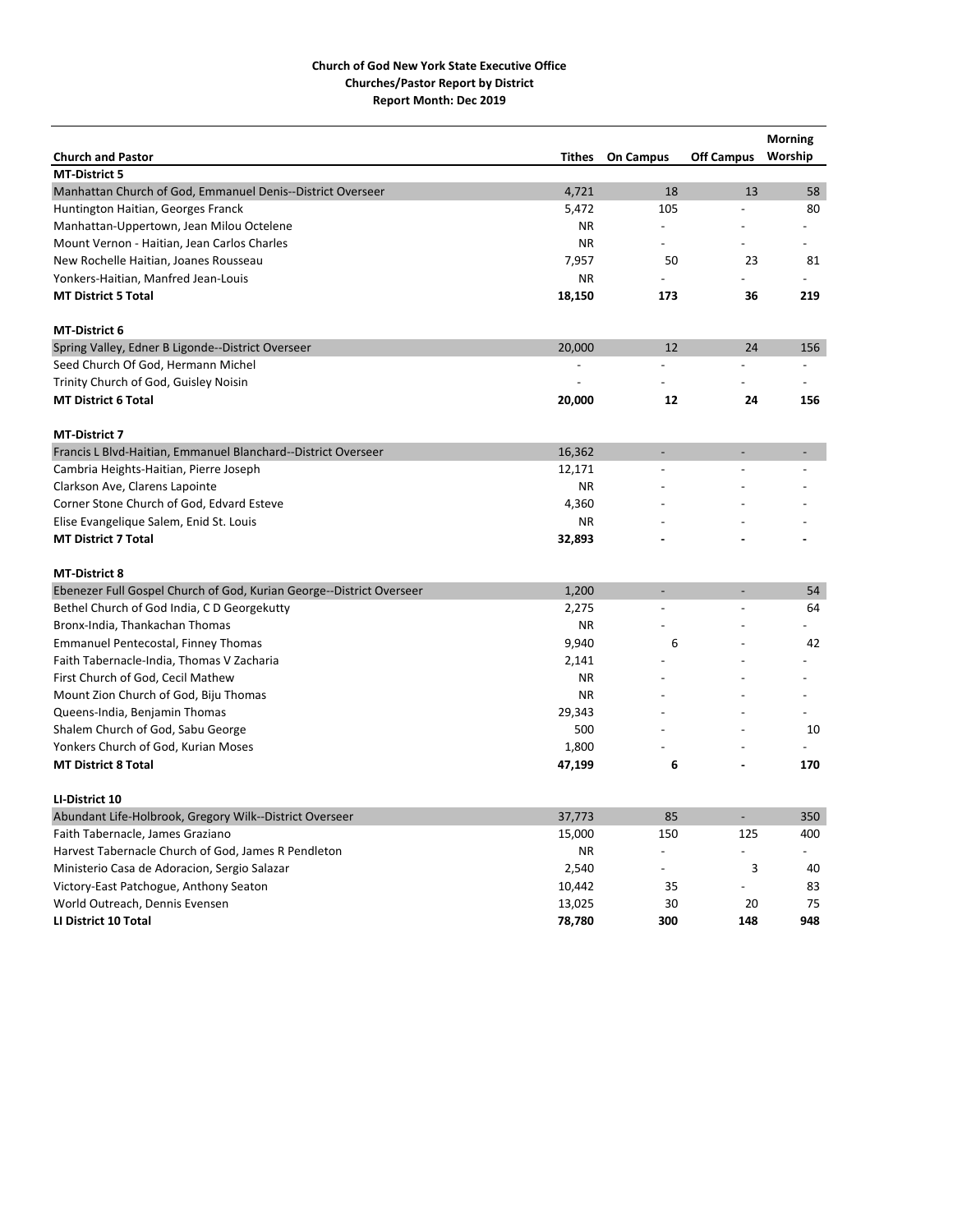**Church of God New York State Executive Office**
**Churches/Pastor Report by District**
**Report Month: Dec 2019**

| Church and Pastor | Tithes | On Campus | Off Campus | Morning Worship |
|---|---|---|---|---|
| **MT-District 5** | | | | |
| Manhattan Church of God, Emmanuel Denis--District Overseer | 4,721 | 18 | 13 | 58 |
| Huntington Haitian, Georges Franck | 5,472 | 105 | - | 80 |
| Manhattan-Uppertown, Jean Milou Octelene | NR | - | - | - |
| Mount Vernon - Haitian, Jean Carlos Charles | NR | - | - | - |
| New Rochelle Haitian, Joanes Rousseau | 7,957 | 50 | 23 | 81 |
| Yonkers-Haitian, Manfred Jean-Louis | NR | - | - | - |
| **MT District 5 Total** | **18,150** | **173** | **36** | **219** |
| | | | | |
| **MT-District 6** | | | | |
| Spring Valley, Edner B Ligonde--District Overseer | 20,000 | 12 | 24 | 156 |
| Seed Church Of God, Hermann Michel | - | - | - | - |
| Trinity Church of God, Guisley Noisin | - | - | - | - |
| **MT District 6 Total** | **20,000** | **12** | **24** | **156** |
| | | | | |
| **MT-District 7** | | | | |
| Francis L Blvd-Haitian, Emmanuel Blanchard--District Overseer | 16,362 | - | - | - |
| Cambria Heights-Haitian, Pierre Joseph | 12,171 | - | - | - |
| Clarkson Ave, Clarens Lapointe | NR | - | - | - |
| Corner Stone Church of God, Edvard Esteve | 4,360 | - | - | - |
| Elise Evangelique Salem, Enid St. Louis | NR | - | - | - |
| **MT District 7 Total** | **32,893** | **-** | **-** | **-** |
| | | | | |
| **MT-District 8** | | | | |
| Ebenezer Full Gospel Church of God, Kurian George--District Overseer | 1,200 | - | - | 54 |
| Bethel Church of God India, C D Georgekutty | 2,275 | - | - | 64 |
| Bronx-India, Thankachan Thomas | NR | - | - | - |
| Emmanuel Pentecostal, Finney Thomas | 9,940 | 6 | - | 42 |
| Faith Tabernacle-India, Thomas V Zacharia | 2,141 | - | - | - |
| First Church of God, Cecil Mathew | NR | - | - | - |
| Mount Zion Church of God, Biju Thomas | NR | - | - | - |
| Queens-India, Benjamin Thomas | 29,343 | - | - | - |
| Shalem Church of God, Sabu George | 500 | - | - | 10 |
| Yonkers Church of God, Kurian Moses | 1,800 | - | - | - |
| **MT District 8 Total** | **47,199** | **6** | **-** | **170** |
| | | | | |
| **LI-District 10** | | | | |
| Abundant Life-Holbrook, Gregory Wilk--District Overseer | 37,773 | 85 | - | 350 |
| Faith Tabernacle, James Graziano | 15,000 | 150 | 125 | 400 |
| Harvest Tabernacle Church of God, James R Pendleton | NR | - | - | - |
| Ministerio Casa de Adoracion, Sergio Salazar | 2,540 | - | 3 | 40 |
| Victory-East Patchogue, Anthony Seaton | 10,442 | 35 | - | 83 |
| World Outreach, Dennis Evensen | 13,025 | 30 | 20 | 75 |
| **LI District 10 Total** | **78,780** | **300** | **148** | **948** |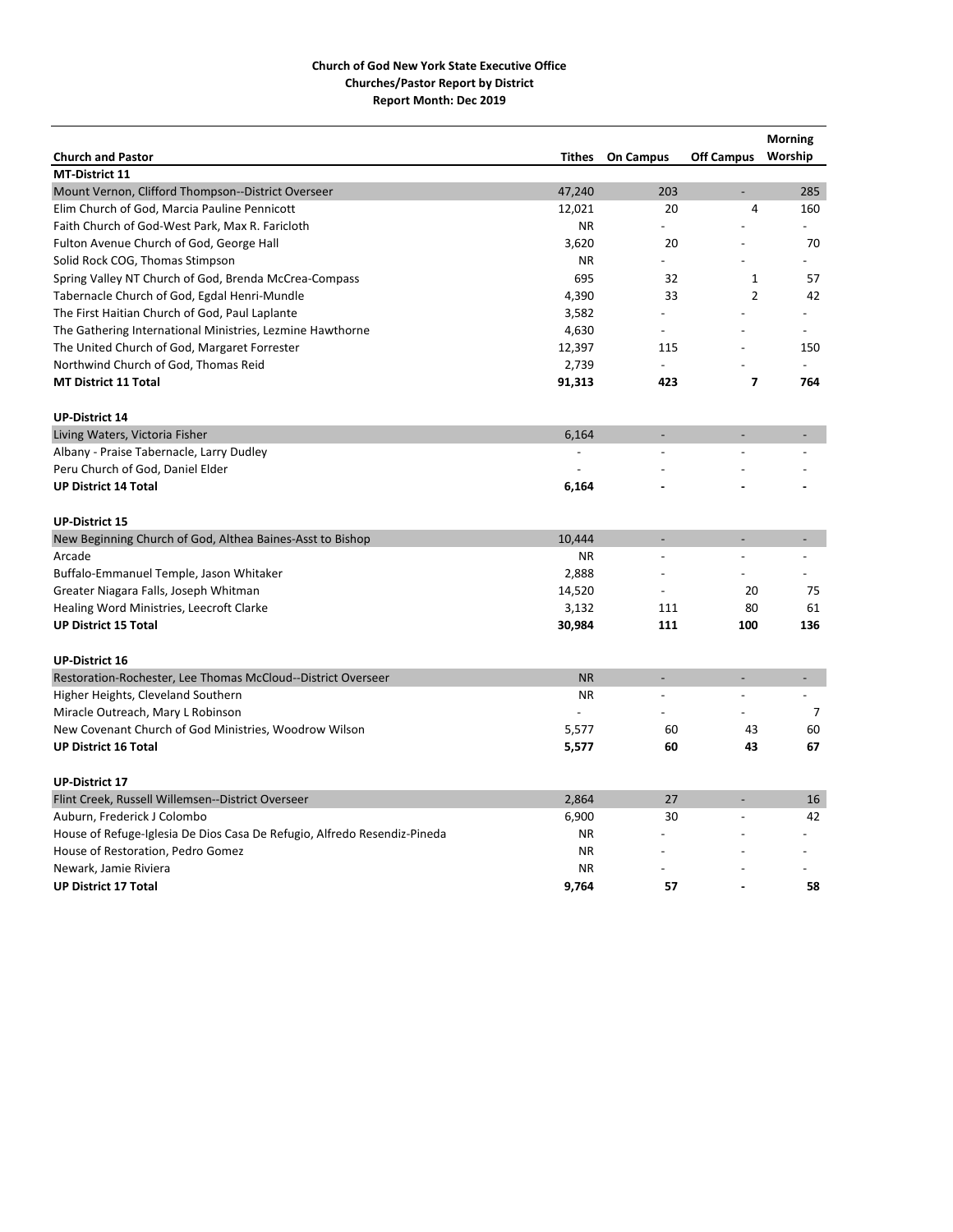**Church of God New York State Executive Office**
**Churches/Pastor Report by District**
**Report Month: Dec 2019**

| Church and Pastor | Tithes | On Campus | Off Campus | Morning Worship |
|---|---|---|---|---|
| **MT-District 11** | | | | |
| Mount Vernon, Clifford Thompson--District Overseer | 47,240 | 203 | - | 285 |
| Elim Church of God, Marcia Pauline Pennicott | 12,021 | 20 | 4 | 160 |
| Faith Church of God-West Park, Max R. Faricloth | NR | - | - | - |
| Fulton Avenue Church of God, George Hall | 3,620 | 20 | - | 70 |
| Solid Rock COG, Thomas Stimpson | NR | - | - | - |
| Spring Valley NT Church of God, Brenda McCrea-Compass | 695 | 32 | 1 | 57 |
| Tabernacle Church of God, Egdal Henri-Mundle | 4,390 | 33 | 2 | 42 |
| The First Haitian Church of God, Paul Laplante | 3,582 | - | - | - |
| The Gathering International Ministries, Lezmine Hawthorne | 4,630 | - | - | - |
| The United Church of God, Margaret Forrester | 12,397 | 115 | - | 150 |
| Northwind Church of God, Thomas Reid | 2,739 | - | - | - |
| **MT District 11 Total** | **91,313** | **423** | **7** | **764** |
| | | | | |
| **UP-District 14** | | | | |
| Living Waters, Victoria Fisher | 6,164 | - | - | - |
| Albany - Praise Tabernacle, Larry Dudley | - | - | - | - |
| Peru Church of God, Daniel Elder | - | - | - | - |
| **UP District 14 Total** | **6,164** | **-** | **-** | **-** |
| | | | | |
| **UP-District 15** | | | | |
| New Beginning Church of God, Althea Baines-Asst to Bishop | 10,444 | - | - | - |
| Arcade | NR | - | - | - |
| Buffalo-Emmanuel Temple, Jason Whitaker | 2,888 | - | - | - |
| Greater Niagara Falls, Joseph Whitman | 14,520 | - | 20 | 75 |
| Healing Word Ministries, Leecroft Clarke | 3,132 | 111 | 80 | 61 |
| **UP District 15 Total** | **30,984** | **111** | **100** | **136** |
| | | | | |
| **UP-District 16** | | | | |
| Restoration-Rochester, Lee Thomas McCloud--District Overseer | NR | - | - | - |
| Higher Heights, Cleveland Southern | NR | - | - | - |
| Miracle Outreach, Mary L Robinson | - | - | - | 7 |
| New Covenant Church of God Ministries, Woodrow Wilson | 5,577 | 60 | 43 | 60 |
| **UP District 16 Total** | **5,577** | **60** | **43** | **67** |
| | | | | |
| **UP-District 17** | | | | |
| Flint Creek, Russell Willemsen--District Overseer | 2,864 | 27 | - | 16 |
| Auburn, Frederick J Colombo | 6,900 | 30 | - | 42 |
| House of Refuge-Iglesia De Dios Casa De Refugio, Alfredo Resendiz-Pineda | NR | - | - | - |
| House of Restoration, Pedro Gomez | NR | - | - | - |
| Newark, Jamie Riviera | NR | - | - | - |
| **UP District 17 Total** | **9,764** | **57** | **-** | **58** |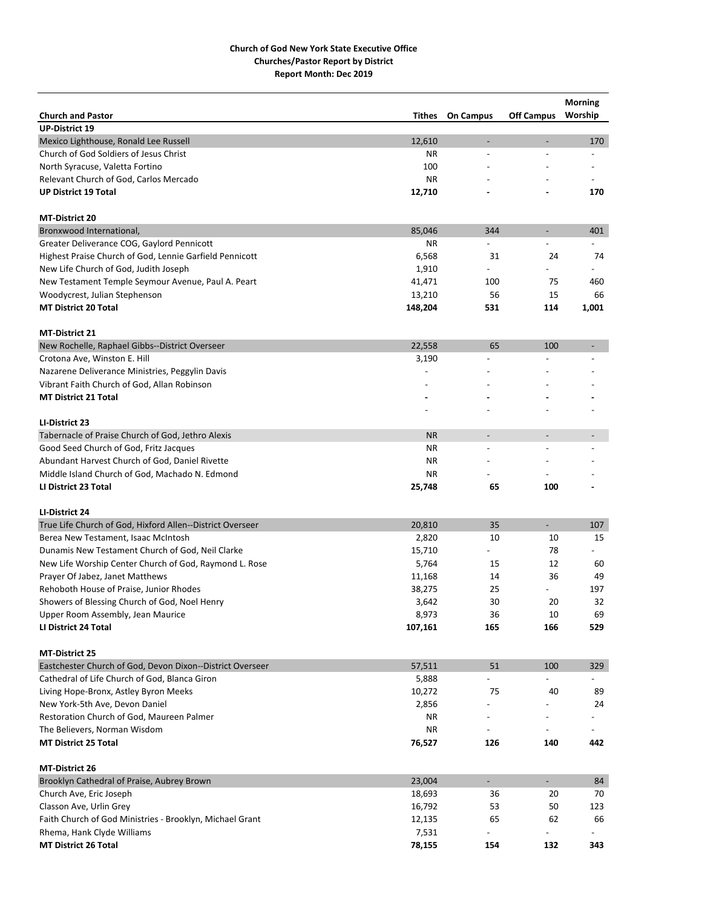**Church of God New York State Executive Office**
**Churches/Pastor Report by District**
**Report Month: Dec 2019**

| Church and Pastor | Tithes | On Campus | Off Campus | Morning Worship |
|---|---|---|---|---|
| **UP-District 19** | | | | |
| Mexico Lighthouse, Ronald Lee Russell | 12,610 | - | - | 170 |
| Church of God Soldiers of Jesus Christ | NR | - | - | - |
| North Syracuse, Valetta Fortino | 100 | - | - | - |
| Relevant Church of God, Carlos Mercado | NR | - | - | - |
| **UP District 19 Total** | **12,710** | **-** | **-** | **170** |
| | | | | |
| **MT-District 20** | | | | |
| Bronxwood International, | 85,046 | 344 | - | 401 |
| Greater Deliverance COG, Gaylord Pennicott | NR | - | - | - |
| Highest Praise Church of God, Lennie Garfield Pennicott | 6,568 | 31 | 24 | 74 |
| New Life Church of God, Judith Joseph | 1,910 | - | - | - |
| New Testament Temple Seymour Avenue, Paul A. Peart | 41,471 | 100 | 75 | 460 |
| Woodycrest, Julian Stephenson | 13,210 | 56 | 15 | 66 |
| **MT District 20 Total** | **148,204** | **531** | **114** | **1,001** |
| | | | | |
| **MT-District 21** | | | | |
| New Rochelle, Raphael Gibbs--District Overseer | 22,558 | 65 | 100 | - |
| Crotona Ave, Winston E. Hill | 3,190 | - | - | - |
| Nazarene Deliverance Ministries, Peggylin Davis | - | - | - | - |
| Vibrant Faith Church of God, Allan Robinson | - | - | - | - |
| **MT District 21 Total** | **-** | **-** | **-** | **-** |
| | - | - | - | - |
| **LI-District 23** | | | | |
| Tabernacle of Praise Church of God, Jethro Alexis | NR | - | - | - |
| Good Seed Church of God, Fritz Jacques | NR | - | - | - |
| Abundant Harvest Church of God, Daniel Rivette | NR | - | - | - |
| Middle Island Church of God, Machado N. Edmond | NR | - | - | - |
| **LI District 23 Total** | **25,748** | **65** | **100** | **-** |
| | | | | |
| **LI-District 24** | | | | |
| True Life Church of God, Hixford Allen--District Overseer | 20,810 | 35 | - | 107 |
| Berea New Testament, Isaac McIntosh | 2,820 | 10 | 10 | 15 |
| Dunamis New Testament Church of God, Neil Clarke | 15,710 | - | 78 | - |
| New Life Worship Center Church of God, Raymond L. Rose | 5,764 | 15 | 12 | 60 |
| Prayer Of Jabez, Janet Matthews | 11,168 | 14 | 36 | 49 |
| Rehoboth House of Praise, Junior Rhodes | 38,275 | 25 | - | 197 |
| Showers of Blessing Church of God, Noel Henry | 3,642 | 30 | 20 | 32 |
| Upper Room Assembly, Jean Maurice | 8,973 | 36 | 10 | 69 |
| **LI District 24 Total** | **107,161** | **165** | **166** | **529** |
| | | | | |
| **MT-District 25** | | | | |
| Eastchester Church of God, Devon Dixon--District Overseer | 57,511 | 51 | 100 | 329 |
| Cathedral of Life Church of God, Blanca Giron | 5,888 | - | - | - |
| Living Hope-Bronx, Astley Byron Meeks | 10,272 | 75 | 40 | 89 |
| New York-5th Ave, Devon Daniel | 2,856 | - | - | 24 |
| Restoration Church of God, Maureen Palmer | NR | - | - | - |
| The Believers, Norman Wisdom | NR | - | - | - |
| **MT District 25 Total** | **76,527** | **126** | **140** | **442** |
| | | | | |
| **MT-District 26** | | | | |
| Brooklyn Cathedral of Praise, Aubrey Brown | 23,004 | - | - | 84 |
| Church Ave, Eric Joseph | 18,693 | 36 | 20 | 70 |
| Classon Ave, Urlin Grey | 16,792 | 53 | 50 | 123 |
| Faith Church of God Ministries - Brooklyn, Michael Grant | 12,135 | 65 | 62 | 66 |
| Rhema, Hank Clyde Williams | 7,531 | - | - | - |
| **MT District 26 Total** | **78,155** | **154** | **132** | **343** |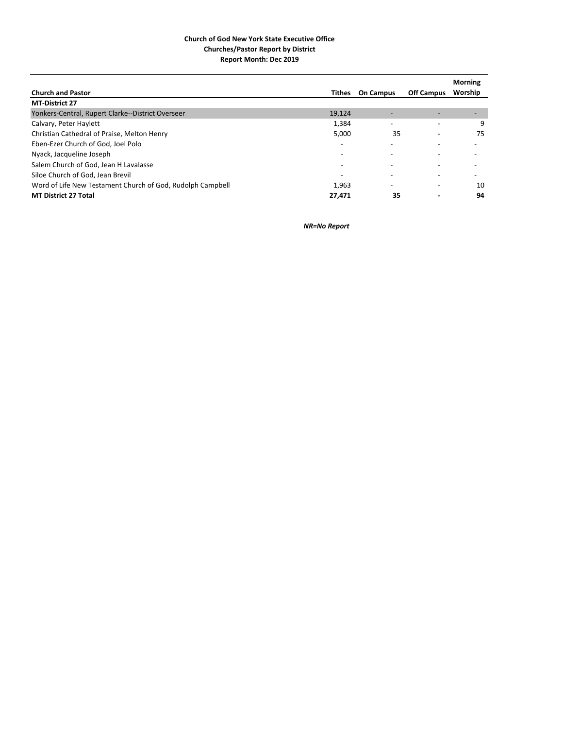**Church of God New York State Executive Office**
**Churches/Pastor Report by District**
**Report Month: Dec 2019**

| Church and Pastor | Tithes | On Campus | Off Campus | Morning Worship |
|---|---|---|---|---|
| **MT-District 27** | | | | |
| Yonkers-Central, Rupert Clarke--District Overseer | 19,124 | - | - | - |
| Calvary, Peter Haylett | 1,384 | - | - | 9 |
| Christian Cathedral of Praise, Melton Henry | 5,000 | 35 | - | 75 |
| Eben-Ezer Church of God, Joel Polo | - | - | - | - |
| Nyack, Jacqueline Joseph | - | - | - | - |
| Salem Church of God, Jean H Lavalasse | - | - | - | - |
| Siloe Church of God, Jean Brevil | - | - | - | - |
| Word of Life New Testament Church of God, Rudolph Campbell | 1,963 | - | - | 10 |
| **MT District 27 Total** | **27,471** | **35** | **-** | **94** |

***NR=No Report***